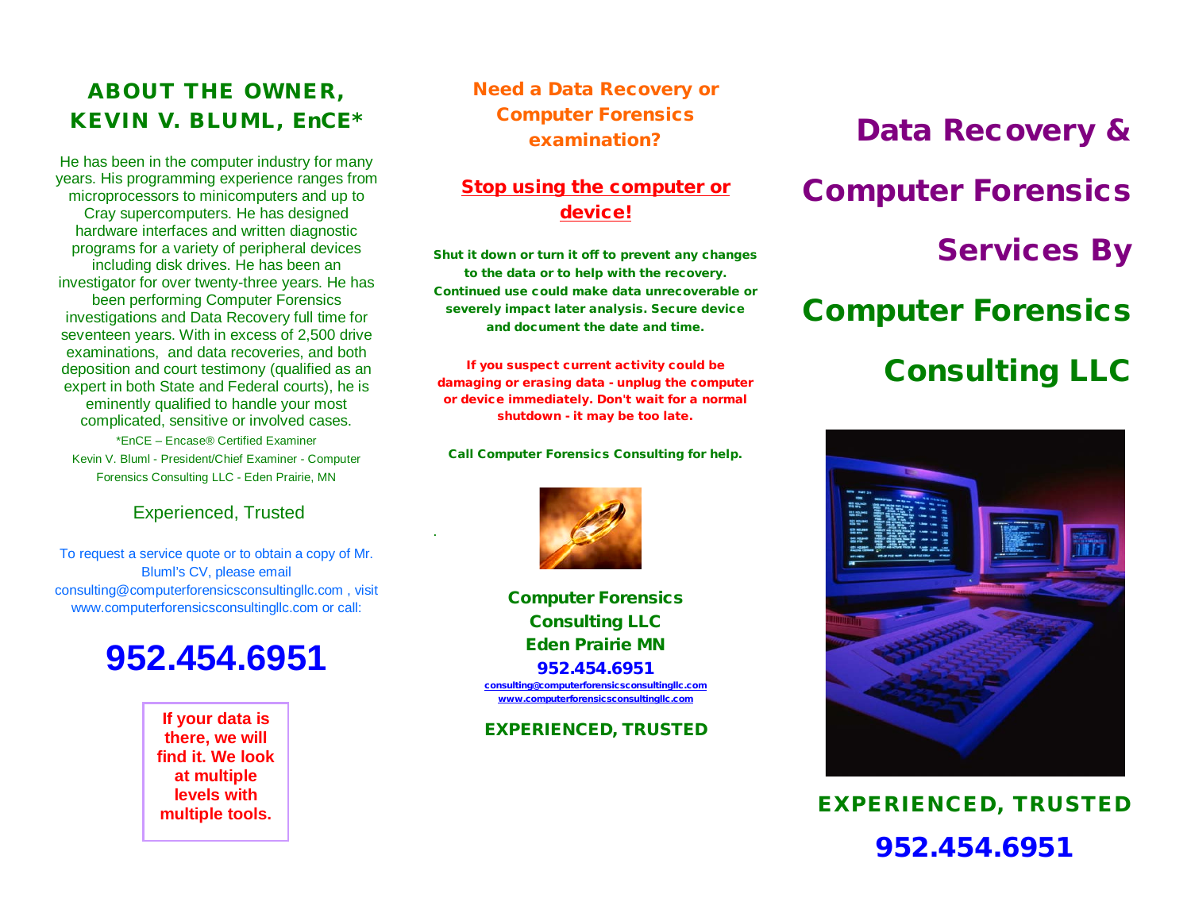## ABOUT THE OWNER, KEVIN V. BLUML, EnCE*

He has been in the computer industry for many years. His programming experience ranges from microprocessors to minicomputers and up to Cray supercomputers. He has designed hardware interfaces and written diagnostic programs for a variety of peripheral devices including disk drives. He has been an investigator for over twenty-three years. He has been performing Computer Forensics investigations and Data Recovery full time for seventeen years. With in excess of 2,500 drive examinations, and data recoveries, and both deposition and court testimony (qualified as an expert in both State and Federal courts), he is eminently qualified to handle your most complicated, sensitive or involved cases.

*EnCE – Encase® Certified Examiner

Kevin V. Bluml - President/Chief Examiner - Computer Forensics Consulting LLC - Eden Prairie, MN

Experienced, Trusted

To request a service quote or to obtain a copy of Mr. Bluml's CV, please email consulting@computerforensicsconsultingllc.com , visit www.computerforensicsconsultingllc.com or call:

# 952.454.6951

**If your data is there, we will find it. We look at multiple levels with multiple tools.**

## Need a Data Recovery or Computer Forensics examination?

**Stop using the computer or device!**

**Shut it down or turn it off to prevent any changes to the data or to help with the recovery. Continued use could make data unrecoverable or severely impact later analysis. Secure device and document the date and time.**

**If you suspect current activity could be damaging or erasing data - unplug the computer or device immediately. Don't wait for a normal shutdown - it may be too late.**

**Call Computer Forensics Consulting for help.**

**Computer Forensics Consulting LLC**
**Eden Prairie MN**
**952.454.6951**
consulting@computerforensicsconsultingllc.com
www.computerforensicsconsultingllc.com

**EXPERIENCED, TRUSTED**

# Data Recovery & Computer Forensics Services By Computer Forensics Consulting LLC

**EXPERIENCED, TRUSTED**

**952.454.6951**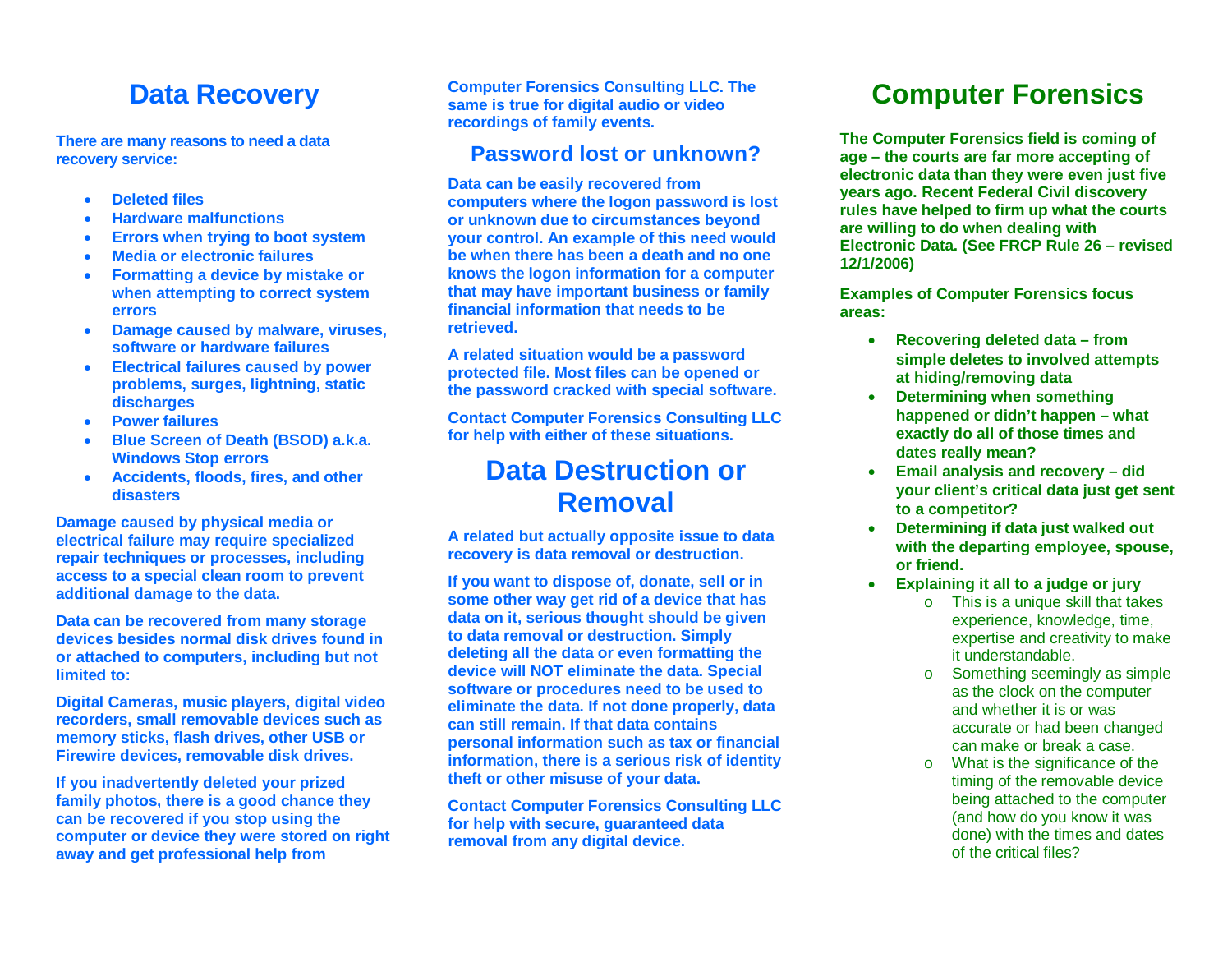# Data Recovery

**There are many reasons to need a data recovery service:**

- **Deleted files**
- **Hardware malfunctions**
- **Errors when trying to boot system**
- **Media or electronic failures**
- **Formatting a device by mistake or when attempting to correct system errors**
- **Damage caused by malware, viruses, software or hardware failures**
- **Electrical failures caused by power problems, surges, lightning, static discharges**
- **Power failures**
- **Blue Screen of Death (BSOD) a.k.a. Windows Stop errors**
- **Accidents, floods, fires, and other disasters**

**Damage caused by physical media or electrical failure may require specialized repair techniques or processes, including access to a special clean room to prevent additional damage to the data.**

**Data can be recovered from many storage devices besides normal disk drives found in or attached to computers, including but not limited to:**

**Digital Cameras, music players, digital video recorders, small removable devices such as memory sticks, flash drives, other USB or Firewire devices, removable disk drives.**

**If you inadvertently deleted your prized family photos, there is a good chance they can be recovered if you stop using the computer or device they were stored on right away and get professional help from Computer Forensics Consulting LLC. The same is true for digital audio or video recordings of family events.**

## Password lost or unknown?

**Data can be easily recovered from computers where the logon password is lost or unknown due to circumstances beyond your control. An example of this need would be when there has been a death and no one knows the logon information for a computer that may have important business or family financial information that needs to be retrieved.**

**A related situation would be a password protected file. Most files can be opened or the password cracked with special software.**

**Contact Computer Forensics Consulting LLC for help with either of these situations.**

# Data Destruction or Removal

**A related but actually opposite issue to data recovery is data removal or destruction.**

**If you want to dispose of, donate, sell or in some other way get rid of a device that has data on it, serious thought should be given to data removal or destruction. Simply deleting all the data or even formatting the device will NOT eliminate the data. Special software or procedures need to be used to eliminate the data. If not done properly, data can still remain. If that data contains personal information such as tax or financial information, there is a serious risk of identity theft or other misuse of your data.**

**Contact Computer Forensics Consulting LLC for help with secure, guaranteed data removal from any digital device.**

# Computer Forensics

**The Computer Forensics field is coming of age – the courts are far more accepting of electronic data than they were even just five years ago. Recent Federal Civil discovery rules have helped to firm up what the courts are willing to do when dealing with Electronic Data. (See FRCP Rule 26 – revised 12/1/2006)**

**Examples of Computer Forensics focus areas:**

- **Recovering deleted data – from simple deletes to involved attempts at hiding/removing data**
- **Determining when something happened or didn't happen – what exactly do all of those times and dates really mean?**
- **Email analysis and recovery – did your client's critical data just get sent to a competitor?**
- **Determining if data just walked out with the departing employee, spouse, or friend.**
- **Explaining it all to a judge or jury**
  - This is a unique skill that takes experience, knowledge, time, expertise and creativity to make it understandable.
  - Something seemingly as simple as the clock on the computer and whether it is or was accurate or had been changed can make or break a case.
  - What is the significance of the timing of the removable device being attached to the computer (and how do you know it was done) with the times and dates of the critical files?